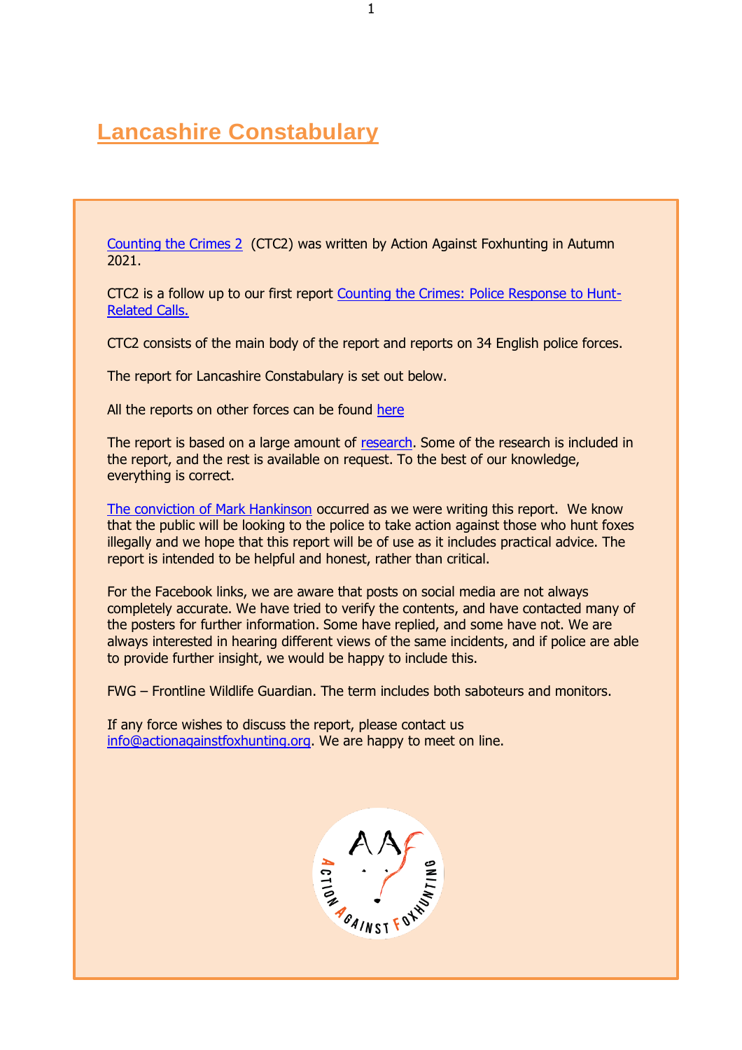# Lancashire Constabulary

Counting the Crimes 2 (CTC2) was written by Action Against Foxhunting in Autumn 2021.

CTC2 is a follow up to our first report Counting the Crimes: Police Response to Hunt-Related Calls.

CTC2 consists of the main body of the report and reports on 34 English police forces.

The report for Lancashire Constabulary is set out below.

All the reports on other forces can be found here

The report is based on a large amount of research. Some of the research is included in the report, and the rest is available on request. To the best of our knowledge, everything is correct.

The conviction of Mark Hankinson occurred as we were writing this report. We know that the public will be looking to the police to take action against those who hunt foxes illegally and we hope that this report will be of use as it includes practical advice. The report is intended to be helpful and honest, rather than critical.

For the Facebook links, we are aware that posts on social media are not always completely accurate. We have tried to verify the contents, and have contacted many of the posters for further information. Some have replied, and some have not. We are always interested in hearing different views of the same incidents, and if police are able to provide further insight, we would be happy to include this.

FWG – Frontline Wildlife Guardian. The term includes both saboteurs and monitors.

If any force wishes to discuss the report, please contact us info@actionagainstfoxhunting.org. We are happy to meet on line.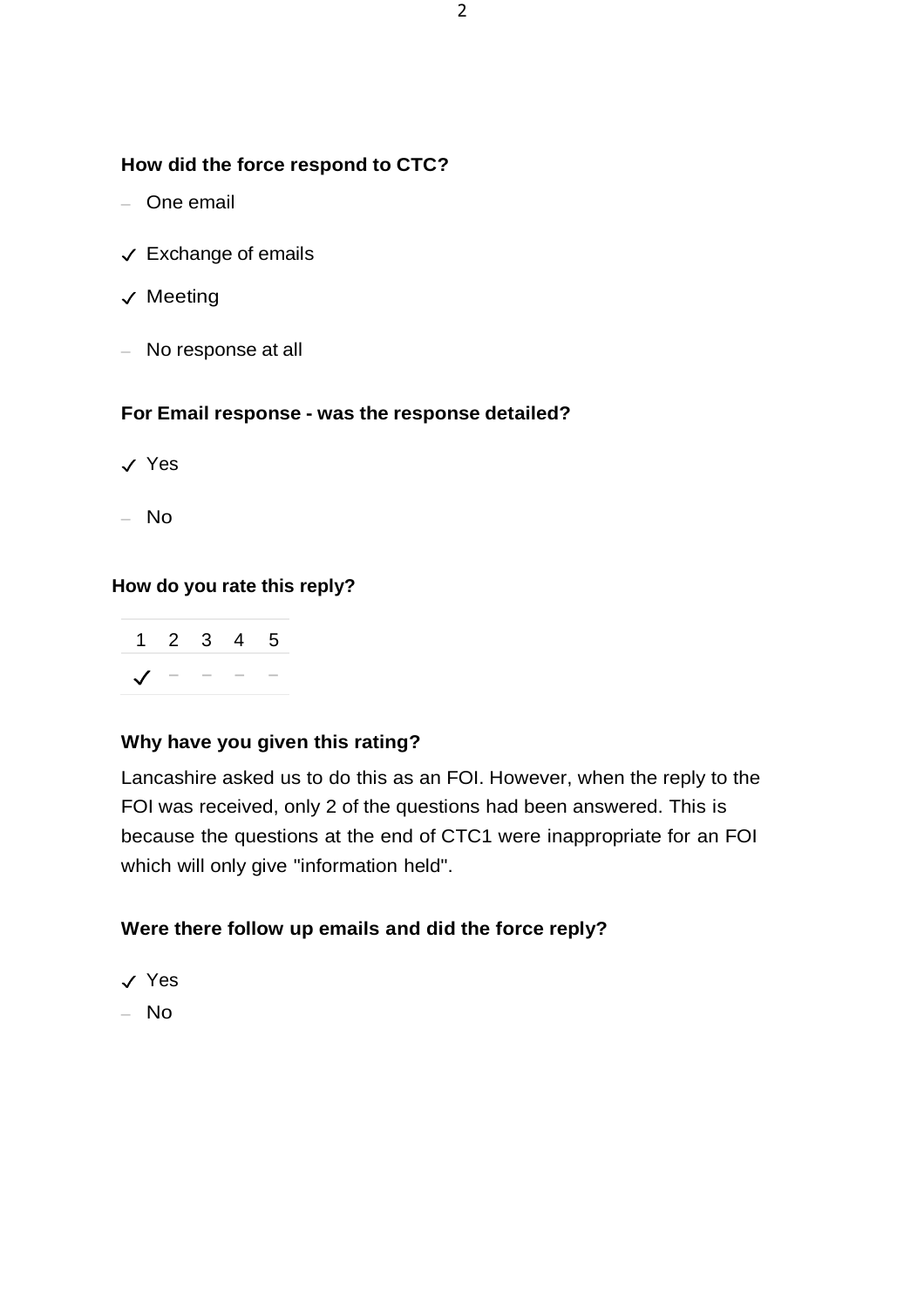**How did the force respond to CTC?**

– One email

✓ Exchange of emails

✓ Meeting

– No response at all

**For Email response - was the response detailed?**

✓ Yes

– No

**How do you rate this reply?**

| 1 | 2 | 3 | 4 | 5 |
|---|---|---|---|---|
| ✓ | – | – | – | – |

**Why have you given this rating?**

Lancashire asked us to do this as an FOI. However, when the reply to the FOI was received, only 2 of the questions had been answered. This is because the questions at the end of CTC1 were inappropriate for an FOI which will only give "information held".

**Were there follow up emails and did the force reply?**

✓ Yes

– No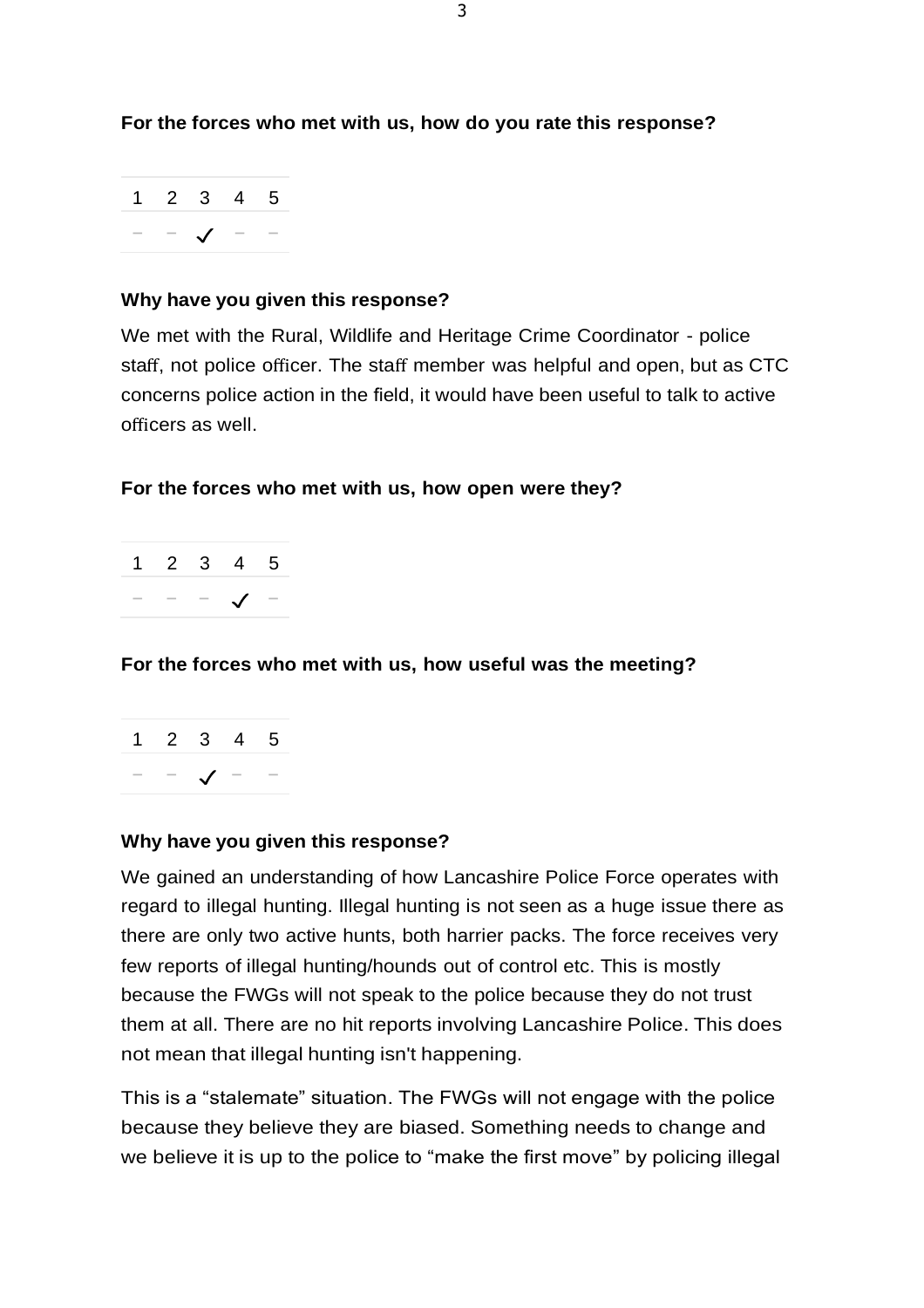**For the forces who met with us, how do you rate this response?**

| 1 | 2 | 3 | 4 | 5 |
|---|---|---|---|---|
| – | – | ✓ | – | – |

**Why have you given this response?**

We met with the Rural, Wildlife and Heritage Crime Coordinator - police staff, not police officer. The staff member was helpful and open, but as CTC concerns police action in the field, it would have been useful to talk to active officers as well.

**For the forces who met with us, how open were they?**

| 1 | 2 | 3 | 4 | 5 |
|---|---|---|---|---|
| – | – | – | ✓ | – |

**For the forces who met with us, how useful was the meeting?**

| 1 | 2 | 3 | 4 | 5 |
|---|---|---|---|---|
| – | – | ✓ | – | – |

**Why have you given this response?**

We gained an understanding of how Lancashire Police Force operates with regard to illegal hunting. Illegal hunting is not seen as a huge issue there as there are only two active hunts, both harrier packs. The force receives very few reports of illegal hunting/hounds out of control etc. This is mostly because the FWGs will not speak to the police because they do not trust them at all. There are no hit reports involving Lancashire Police. This does not mean that illegal hunting isn't happening.

This is a "stalemate" situation. The FWGs will not engage with the police because they believe they are biased. Something needs to change and we believe it is up to the police to "make the first move" by policing illegal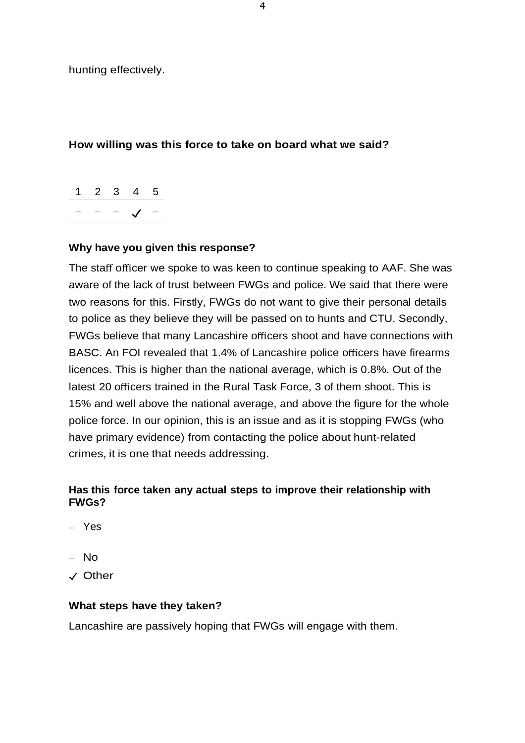hunting effectively.

**How willing was this force to take on board what we said?**

| 1 | 2 | 3 | 4 | 5 |
|---|---|---|---|---|
| – | – | – | ✓ | – |

**Why have you given this response?**

The staff officer we spoke to was keen to continue speaking to AAF. She was aware of the lack of trust between FWGs and police. We said that there were two reasons for this. Firstly, FWGs do not want to give their personal details to police as they believe they will be passed on to hunts and CTU. Secondly, FWGs believe that many Lancashire officers shoot and have connections with BASC. An FOI revealed that 1.4% of Lancashire police officers have firearms licences. This is higher than the national average, which is 0.8%. Out of the latest 20 officers trained in the Rural Task Force, 3 of them shoot. This is 15% and well above the national average, and above the figure for the whole police force. In our opinion, this is an issue and as it is stopping FWGs (who have primary evidence) from contacting the police about hunt-related crimes, it is one that needs addressing.

**Has this force taken any actual steps to improve their relationship with FWGs?**

– Yes

– No

✓ Other

**What steps have they taken?**

Lancashire are passively hoping that FWGs will engage with them.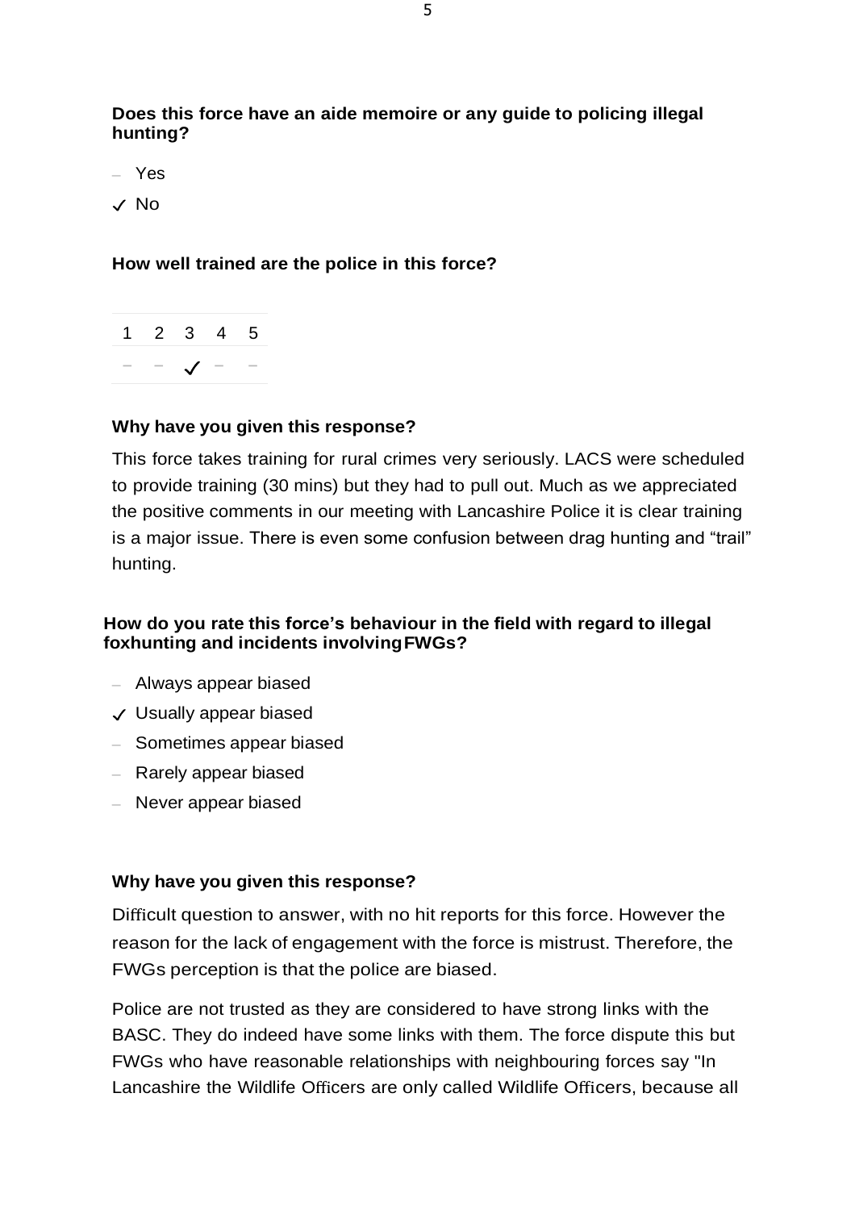**Does this force have an aide memoire or any guide to policing illegal hunting?**

- – Yes
- ✓ No

**How well trained are the police in this force?**

| 1 | 2 | 3 | 4 | 5 |
|---|---|---|---|---|
| – | – | ✓ | – | – |

**Why have you given this response?**

This force takes training for rural crimes very seriously. LACS were scheduled to provide training (30 mins) but they had to pull out. Much as we appreciated the positive comments in our meeting with Lancashire Police it is clear training is a major issue. There is even some confusion between drag hunting and "trail" hunting.

**How do you rate this force's behaviour in the field with regard to illegal foxhunting and incidents involving FWGs?**

- – Always appear biased
- ✓ Usually appear biased
- – Sometimes appear biased
- – Rarely appear biased
- – Never appear biased

**Why have you given this response?**

Difficult question to answer, with no hit reports for this force. However the reason for the lack of engagement with the force is mistrust. Therefore, the FWGs perception is that the police are biased.

Police are not trusted as they are considered to have strong links with the BASC. They do indeed have some links with them. The force dispute this but FWGs who have reasonable relationships with neighbouring forces say "In Lancashire the Wildlife Officers are only called Wildlife Officers, because all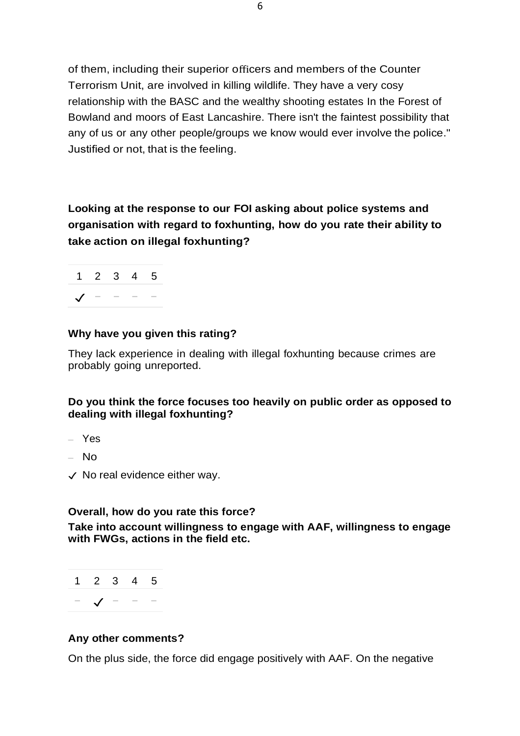of them, including their superior officers and members of the Counter Terrorism Unit, are involved in killing wildlife. They have a very cosy relationship with the BASC and the wealthy shooting estates In the Forest of Bowland and moors of East Lancashire. There isn't the faintest possibility that any of us or any other people/groups we know would ever involve the police." Justified or not, that is the feeling.

**Looking at the response to our FOI asking about police systems and organisation with regard to foxhunting, how do you rate their ability to take action on illegal foxhunting?**

| 1 | 2 | 3 | 4 | 5 |
|---|---|---|---|---|
| ✓ | – | – | – | – |

**Why have you given this rating?**

They lack experience in dealing with illegal foxhunting because crimes are probably going unreported.

**Do you think the force focuses too heavily on public order as opposed to dealing with illegal foxhunting?**

– Yes

– No

✓ No real evidence either way.

**Overall, how do you rate this force?**

**Take into account willingness to engage with AAF, willingness to engage with FWGs, actions in the field etc.**

| 1 | 2 | 3 | 4 | 5 |
|---|---|---|---|---|
| – | ✓ | – | – | – |

**Any other comments?**

On the plus side, the force did engage positively with AAF. On the negative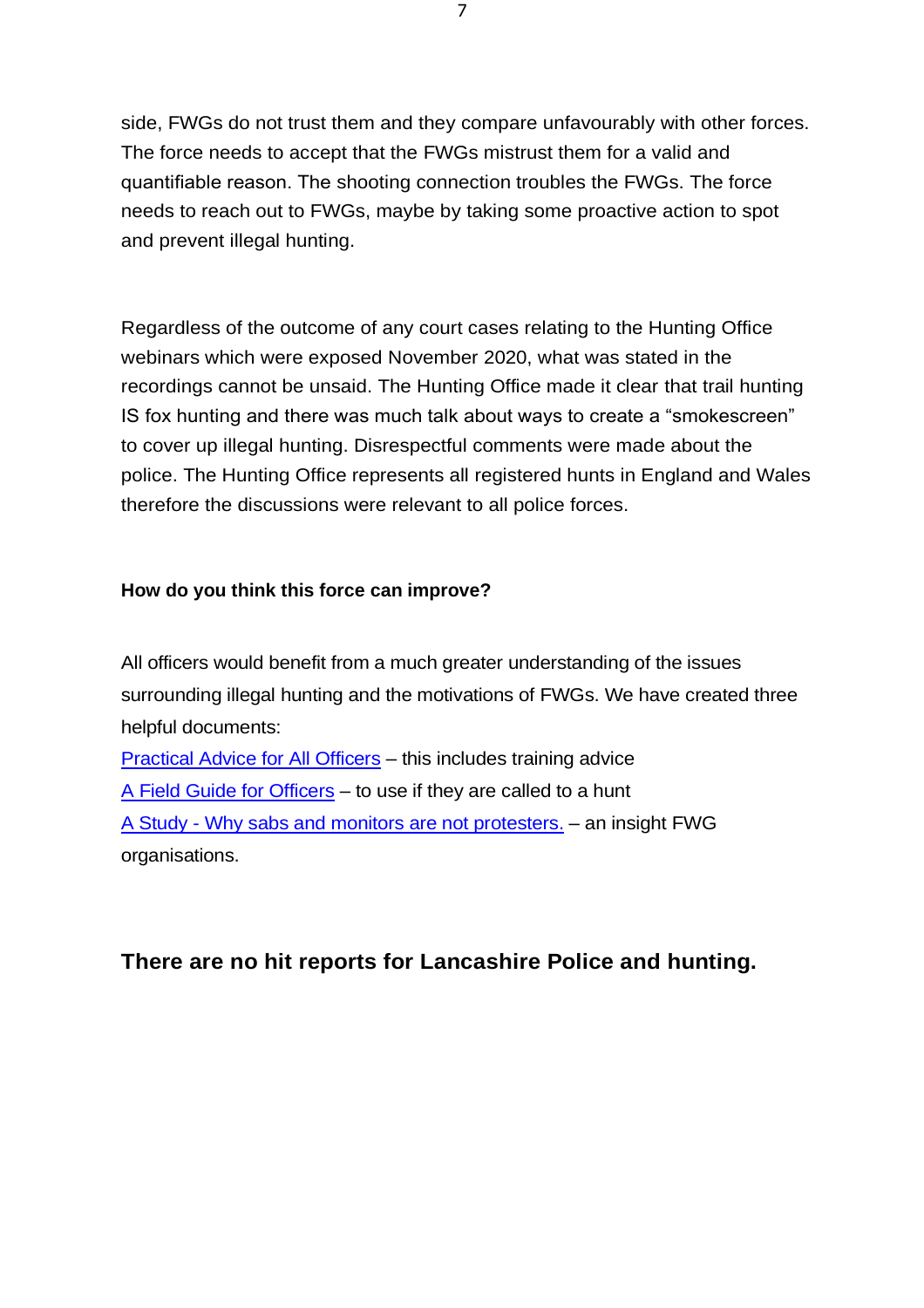side, FWGs do not trust them and they compare unfavourably with other forces. The force needs to accept that the FWGs mistrust them for a valid and quantifiable reason. The shooting connection troubles the FWGs. The force needs to reach out to FWGs, maybe by taking some proactive action to spot and prevent illegal hunting.

Regardless of the outcome of any court cases relating to the Hunting Office webinars which were exposed November 2020, what was stated in the recordings cannot be unsaid. The Hunting Office made it clear that trail hunting IS fox hunting and there was much talk about ways to create a "smokescreen" to cover up illegal hunting. Disrespectful comments were made about the police. The Hunting Office represents all registered hunts in England and Wales therefore the discussions were relevant to all police forces.

**How do you think this force can improve?**

All officers would benefit from a much greater understanding of the issues surrounding illegal hunting and the motivations of FWGs. We have created three helpful documents:
Practical Advice for All Officers – this includes training advice
A Field Guide for Officers – to use if they are called to a hunt
A Study - Why sabs and monitors are not protesters. – an insight FWG organisations.

### There are no hit reports for Lancashire Police and hunting.